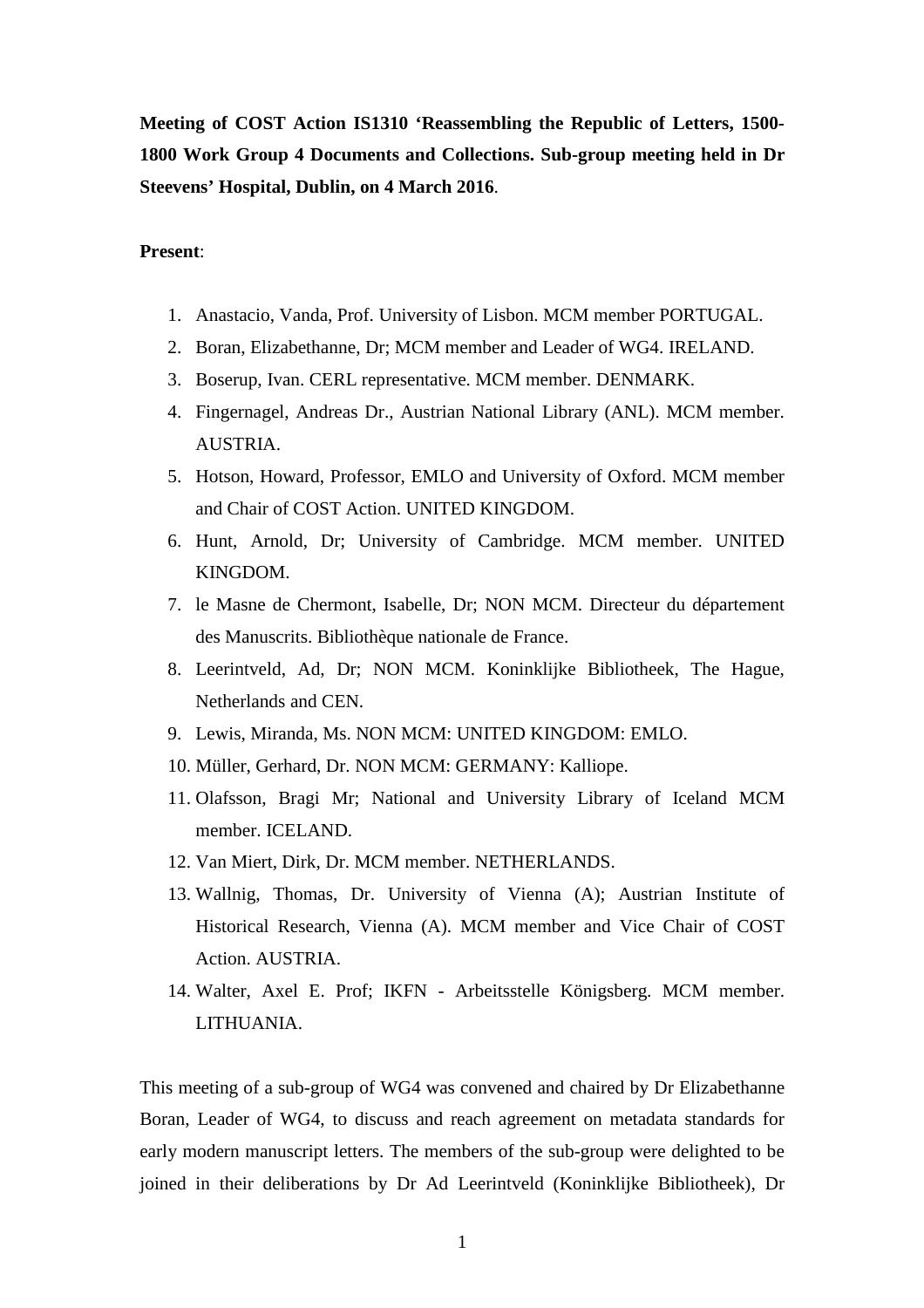**Meeting of COST Action IS1310 'Reassembling the Republic of Letters, 1500-1800 Work Group 4 Documents and Collections. Sub-group meeting held in Dr Steevens' Hospital, Dublin, on 4 March 2016**.

**Present**:

1. Anastacio, Vanda, Prof. University of Lisbon. MCM member PORTUGAL.
2. Boran, Elizabethanne, Dr; MCM member and Leader of WG4. IRELAND.
3. Boserup, Ivan. CERL representative. MCM member. DENMARK.
4. Fingernagel, Andreas Dr., Austrian National Library (ANL). MCM member. AUSTRIA.
5. Hotson, Howard, Professor, EMLO and University of Oxford. MCM member and Chair of COST Action. UNITED KINGDOM.
6. Hunt, Arnold, Dr; University of Cambridge. MCM member. UNITED KINGDOM.
7. le Masne de Chermont, Isabelle, Dr; NON MCM. Directeur du département des Manuscrits. Bibliothèque nationale de France.
8. Leerintveld, Ad, Dr; NON MCM. Koninklijke Bibliotheek, The Hague, Netherlands and CEN.
9. Lewis, Miranda, Ms. NON MCM: UNITED KINGDOM: EMLO.
10. Müller, Gerhard, Dr. NON MCM: GERMANY: Kalliope.
11. Olafsson, Bragi Mr; National and University Library of Iceland MCM member. ICELAND.
12. Van Miert, Dirk, Dr. MCM member. NETHERLANDS.
13. Wallnig, Thomas, Dr. University of Vienna (A); Austrian Institute of Historical Research, Vienna (A). MCM member and Vice Chair of COST Action. AUSTRIA.
14. Walter, Axel E. Prof; IKFN - Arbeitsstelle Königsberg. MCM member. LITHUANIA.

This meeting of a sub-group of WG4 was convened and chaired by Dr Elizabethanne Boran, Leader of WG4, to discuss and reach agreement on metadata standards for early modern manuscript letters. The members of the sub-group were delighted to be joined in their deliberations by Dr Ad Leerintveld (Koninklijke Bibliotheek), Dr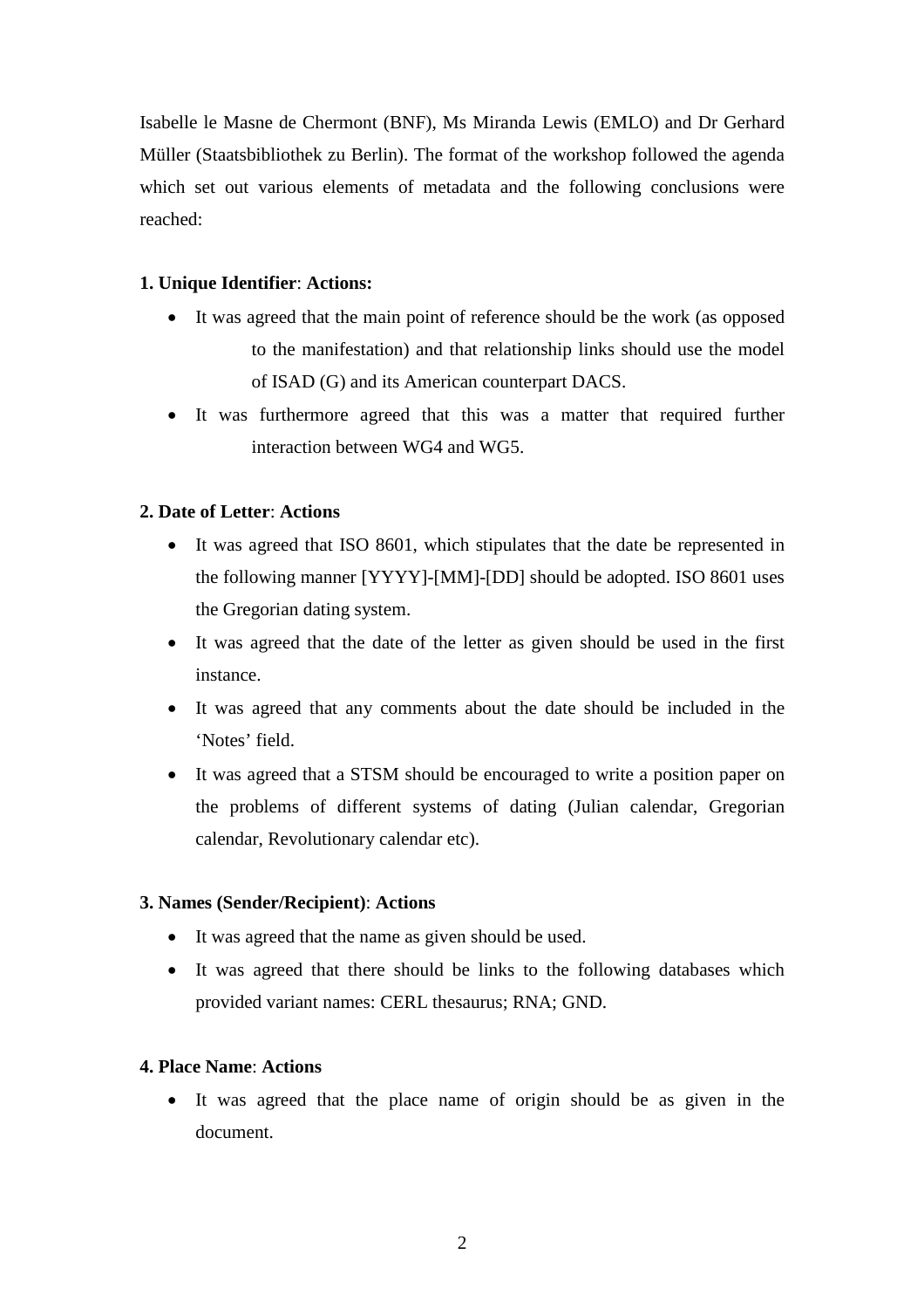Isabelle le Masne de Chermont (BNF), Ms Miranda Lewis (EMLO) and Dr Gerhard Müller (Staatsbibliothek zu Berlin). The format of the workshop followed the agenda which set out various elements of metadata and the following conclusions were reached:

**1. Unique Identifier**: **Actions:**

- It was agreed that the main point of reference should be the work (as opposed to the manifestation) and that relationship links should use the model of ISAD (G) and its American counterpart DACS.
- It was furthermore agreed that this was a matter that required further interaction between WG4 and WG5.

**2. Date of Letter**: **Actions**

- It was agreed that ISO 8601, which stipulates that the date be represented in the following manner [YYYY]-[MM]-[DD] should be adopted. ISO 8601 uses the Gregorian dating system.
- It was agreed that the date of the letter as given should be used in the first instance.
- It was agreed that any comments about the date should be included in the 'Notes' field.
- It was agreed that a STSM should be encouraged to write a position paper on the problems of different systems of dating (Julian calendar, Gregorian calendar, Revolutionary calendar etc).

**3. Names (Sender/Recipient)**: **Actions**

- It was agreed that the name as given should be used.
- It was agreed that there should be links to the following databases which provided variant names: CERL thesaurus; RNA; GND.

**4. Place Name**: **Actions**

- It was agreed that the place name of origin should be as given in the document.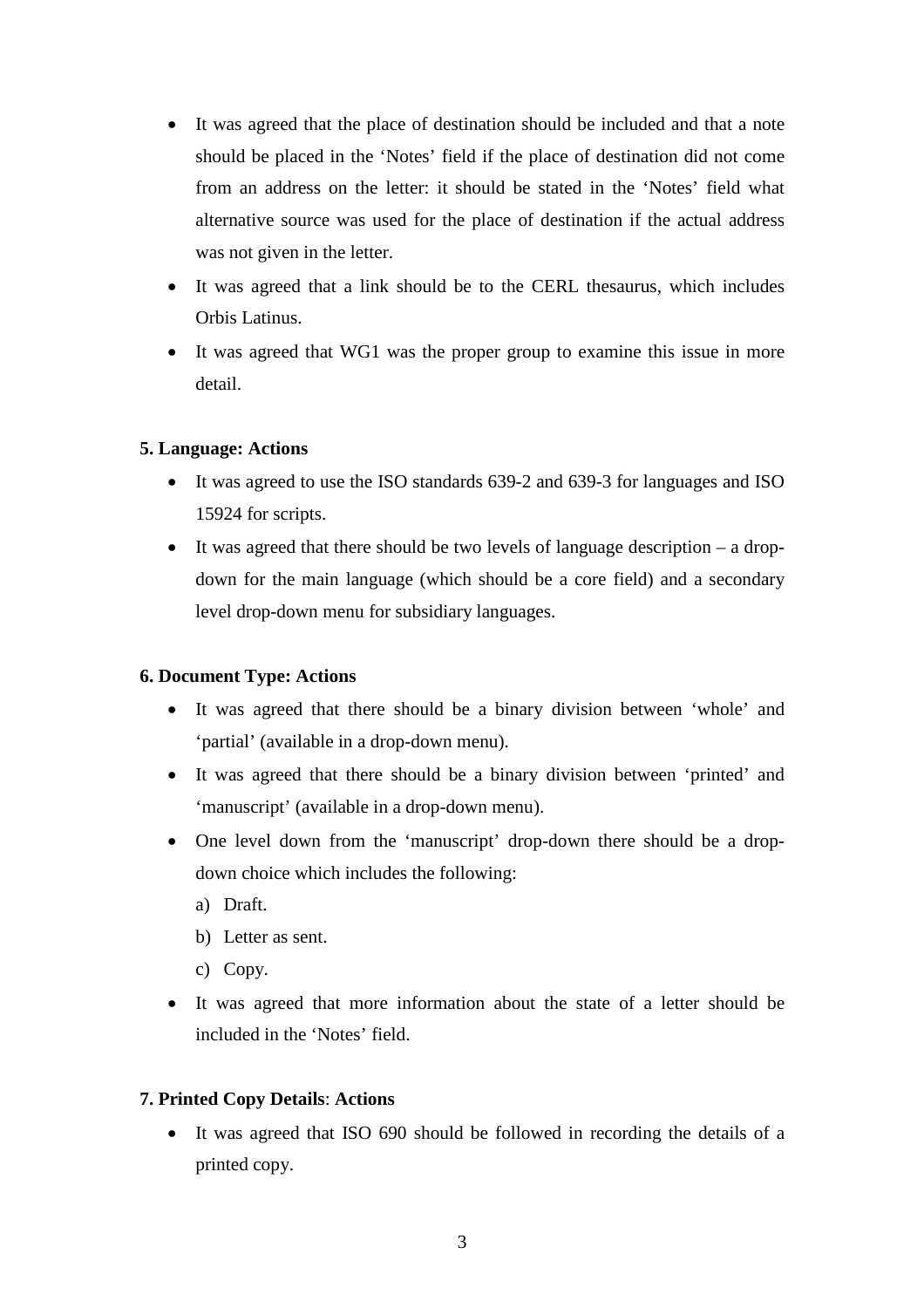- It was agreed that the place of destination should be included and that a note should be placed in the 'Notes' field if the place of destination did not come from an address on the letter: it should be stated in the 'Notes' field what alternative source was used for the place of destination if the actual address was not given in the letter.
- It was agreed that a link should be to the CERL thesaurus, which includes Orbis Latinus.
- It was agreed that WG1 was the proper group to examine this issue in more detail.

**5. Language: Actions**

- It was agreed to use the ISO standards 639-2 and 639-3 for languages and ISO 15924 for scripts.
- It was agreed that there should be two levels of language description – a drop-down for the main language (which should be a core field) and a secondary level drop-down menu for subsidiary languages.

**6. Document Type: Actions**

- It was agreed that there should be a binary division between 'whole' and 'partial' (available in a drop-down menu).
- It was agreed that there should be a binary division between 'printed' and 'manuscript' (available in a drop-down menu).
- One level down from the 'manuscript' drop-down there should be a drop-down choice which includes the following:
  a) Draft.
  b) Letter as sent.
  c) Copy.
- It was agreed that more information about the state of a letter should be included in the 'Notes' field.

**7. Printed Copy Details**: **Actions**

- It was agreed that ISO 690 should be followed in recording the details of a printed copy.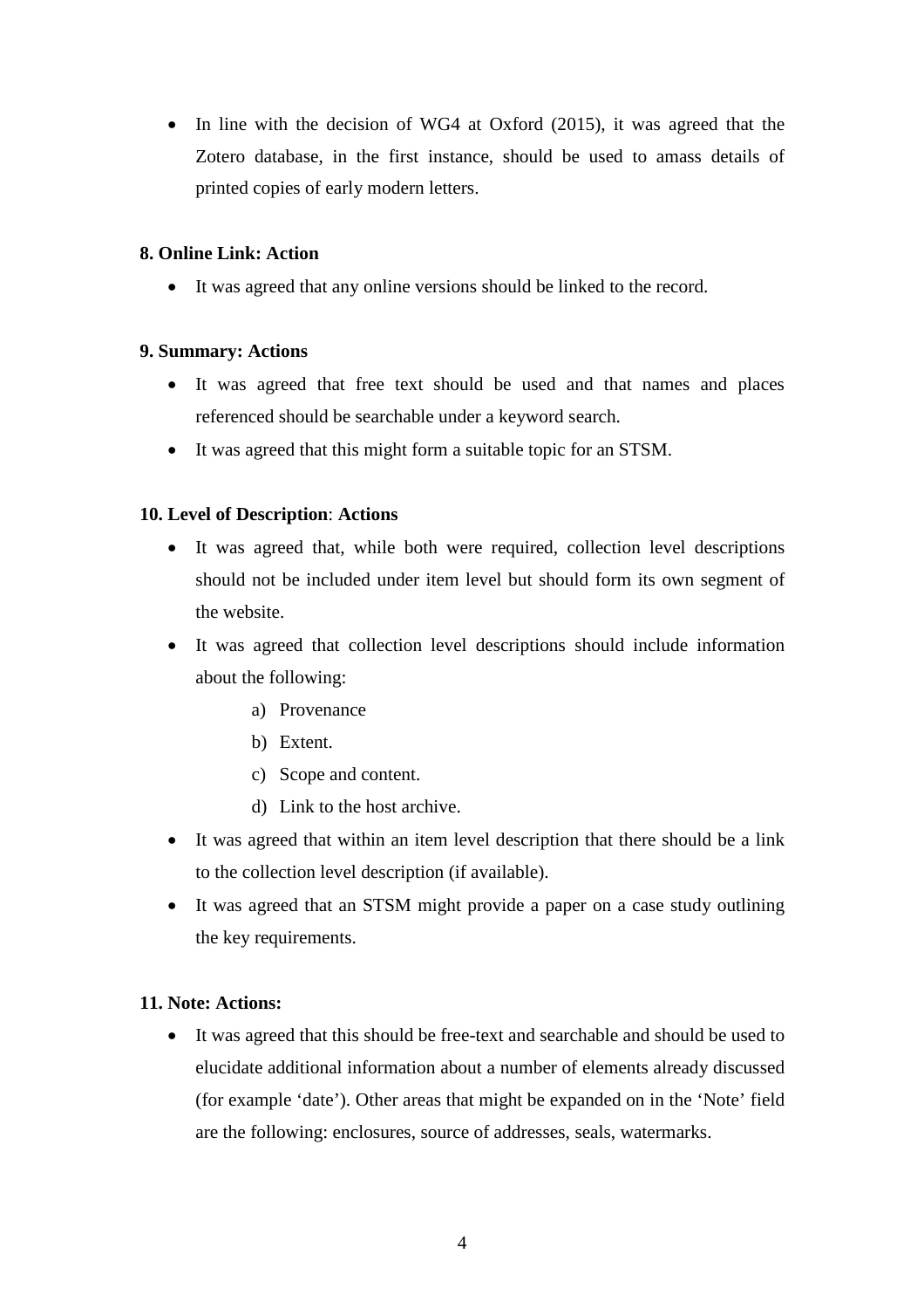- In line with the decision of WG4 at Oxford (2015), it was agreed that the Zotero database, in the first instance, should be used to amass details of printed copies of early modern letters.

**8. Online Link: Action**

- It was agreed that any online versions should be linked to the record.

**9. Summary: Actions**

- It was agreed that free text should be used and that names and places referenced should be searchable under a keyword search.
- It was agreed that this might form a suitable topic for an STSM.

**10. Level of Description**: **Actions**

- It was agreed that, while both were required, collection level descriptions should not be included under item level but should form its own segment of the website.
- It was agreed that collection level descriptions should include information about the following:
  a) Provenance
  b) Extent.
  c) Scope and content.
  d) Link to the host archive.
- It was agreed that within an item level description that there should be a link to the collection level description (if available).
- It was agreed that an STSM might provide a paper on a case study outlining the key requirements.

**11. Note: Actions:**

- It was agreed that this should be free-text and searchable and should be used to elucidate additional information about a number of elements already discussed (for example 'date'). Other areas that might be expanded on in the 'Note' field are the following: enclosures, source of addresses, seals, watermarks.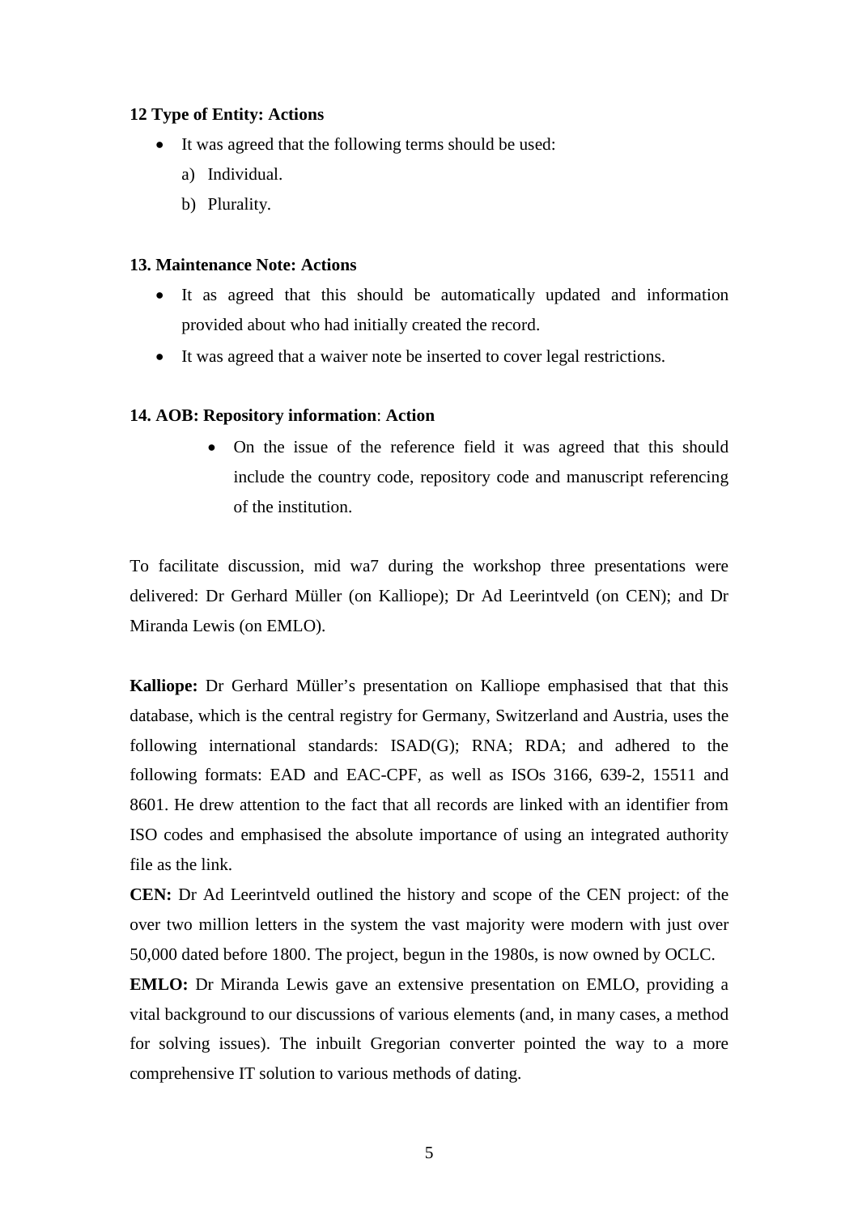**12 Type of Entity: Actions**

- It was agreed that the following terms should be used:
  a) Individual.
  b) Plurality.

**13. Maintenance Note: Actions**

- It as agreed that this should be automatically updated and information provided about who had initially created the record.
- It was agreed that a waiver note be inserted to cover legal restrictions.

**14. AOB: Repository information**: **Action**

- On the issue of the reference field it was agreed that this should include the country code, repository code and manuscript referencing of the institution.

To facilitate discussion, mid wa7 during the workshop three presentations were delivered: Dr Gerhard Müller (on Kalliope); Dr Ad Leerintveld (on CEN); and Dr Miranda Lewis (on EMLO).

**Kalliope:** Dr Gerhard Müller's presentation on Kalliope emphasised that that this database, which is the central registry for Germany, Switzerland and Austria, uses the following international standards: ISAD(G); RNA; RDA; and adhered to the following formats: EAD and EAC-CPF, as well as ISOs 3166, 639-2, 15511 and 8601. He drew attention to the fact that all records are linked with an identifier from ISO codes and emphasised the absolute importance of using an integrated authority file as the link.

**CEN:** Dr Ad Leerintveld outlined the history and scope of the CEN project: of the over two million letters in the system the vast majority were modern with just over 50,000 dated before 1800. The project, begun in the 1980s, is now owned by OCLC.

**EMLO:** Dr Miranda Lewis gave an extensive presentation on EMLO, providing a vital background to our discussions of various elements (and, in many cases, a method for solving issues). The inbuilt Gregorian converter pointed the way to a more comprehensive IT solution to various methods of dating.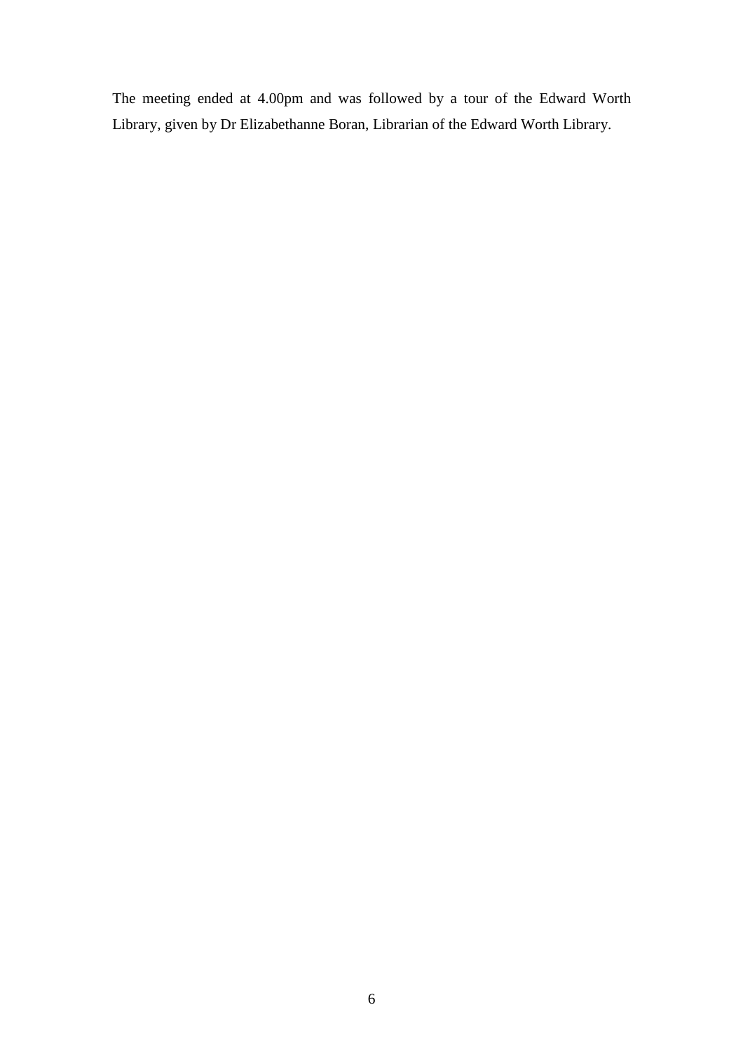The meeting ended at 4.00pm and was followed by a tour of the Edward Worth Library, given by Dr Elizabethanne Boran, Librarian of the Edward Worth Library.